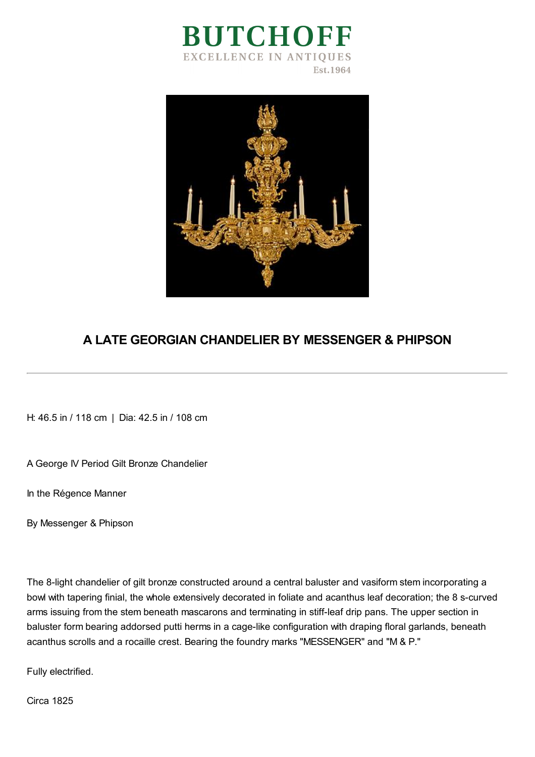BUTCHOFF

EXCELLENCE IN ANTIQUES

Est.1964

# A LATE GEORGIAN CHANDELIER BY MESSENGER & PHIPSON

H: 46.5 in / 118 cm | Dia: 42.5 in / 108 cm

A George IV Period Gilt Bronze Chandelier

In the Régence Manner

By Messenger & Phipson

The 8-light chandelier of gilt bronze constructed around a central baluster and vasiform stem incorporating a bowl with tapering finial, the whole extensively decorated in foliate and acanthus leaf decoration; the 8 s-curved arms issuing from the stem beneath mascarons and terminating in stiff-leaf drip pans. The upper section in baluster form bearing addorsed putti herms in a cage-like configuration with draping floral garlands, beneath acanthus scrolls and a rocaille crest. Bearing the foundry marks "MESSENGER" and "M & P."

Fully electrified.

Circa 1825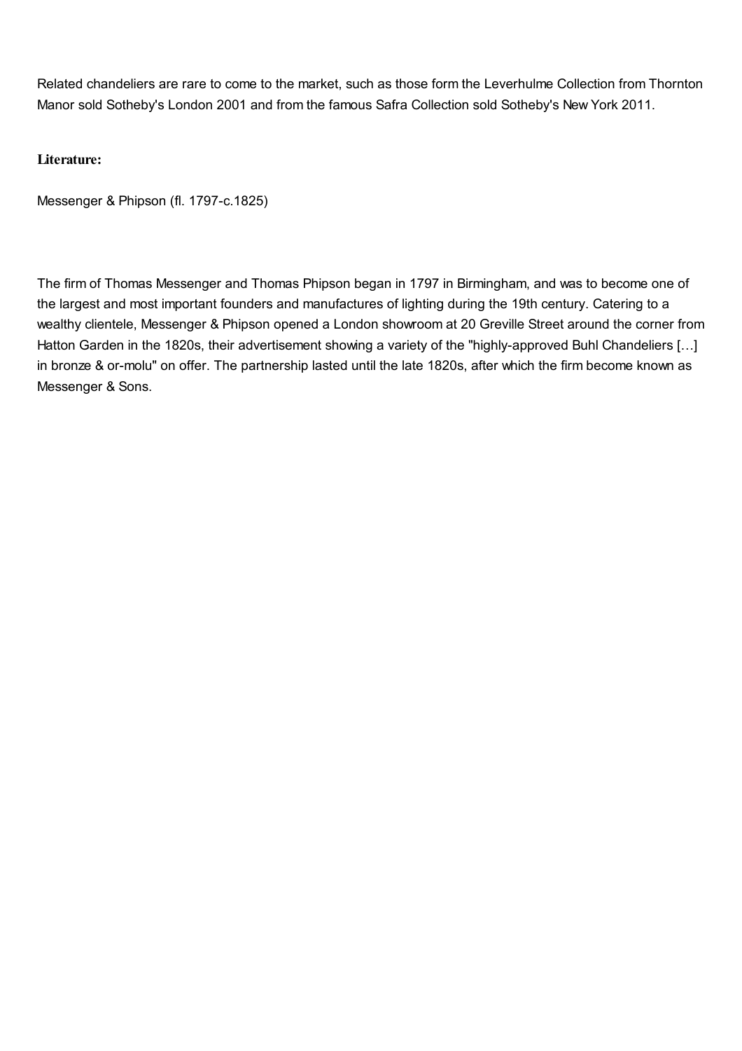Related chandeliers are rare to come to the market, such as those form the Leverhulme Collection from Thornton Manor sold Sotheby's London 2001 and from the famous Safra Collection sold Sotheby's New York 2011.

**Literature:**

Messenger & Phipson (fl. 1797-c.1825)

The firm of Thomas Messenger and Thomas Phipson began in 1797 in Birmingham, and was to become one of the largest and most important founders and manufactures of lighting during the 19th century. Catering to a wealthy clientele, Messenger & Phipson opened a London showroom at 20 Greville Street around the corner from Hatton Garden in the 1820s, their advertisement showing a variety of the "highly-approved Buhl Chandeliers […] in bronze & or-molu" on offer. The partnership lasted until the late 1820s, after which the firm become known as Messenger & Sons.